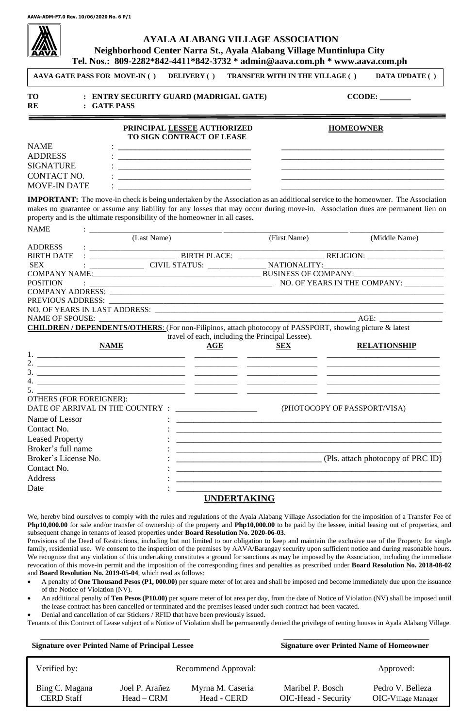AAVA-ADM-F7.0 Rev. 10/06/2020 No. 6 P/1

# AYALA ALABANG VILLAGE ASSOCIATION

**Neighborhood Center Narra St., Ayala Alabang Village Muntinlupa City**

**Tel. Nos.: 809-2282*842-4411*842-3732 * admin@aava.com.ph * www.aava.com.ph**

**AAVA GATE PASS FOR MOVE-IN ( ) DELIVERY ( ) TRANSFER WITH IN THE VILLAGE ( ) DATA UPDATE ( )**

**TO : ENTRY SECURITY GUARD (MADRIGAL GATE)** **CCODE: ________**

**RE : GATE PASS**

| | PRINCIPAL LESSEE AUTHORIZED TO SIGN CONTRACT OF LEASE | HOMEOWNER |
|---|---|---|
| NAME | : ______________________ | ______________________ |
| ADDRESS | : ______________________ | ______________________ |
| SIGNATURE | : ______________________ | ______________________ |
| CONTACT NO. | : ______________________ | ______________________ |
| MOVE-IN DATE | : ______________________ | ______________________ |

**IMPORTANT:** The move-in check is being undertaken by the Association as an additional service to the homeowner. The Association makes no guarantee or assume any liability for any losses that may occur during move-in. Association dues are permanent lien on property and is the ultimate responsibility of the homeowner in all cases.

NAME : ______________________ ______________________ ______________________
(Last Name) (First Name) (Middle Name)

ADDRESS : ______________________

BIRTH DATE : ____________ BIRTH PLACE: ____________ RELIGION: ____________

SEX : ____________ CIVIL STATUS: ____________ NATIONALITY: ____________

COMPANY NAME: ______________________ BUSINESS OF COMPANY: ____________

POSITION : ______________________ NO. OF YEARS IN THE COMPANY: ________

COMPANY ADDRESS: ______________________

PREVIOUS ADDRESS: ______________________

NO. OF YEARS IN LAST ADDRESS: ______________________

NAME OF SPOUSE: ______________________ AGE: ____________

**CHILDREN / DEPENDENTS/OTHERS**: (For non-Filipinos, attach photocopy of PASSPORT, showing picture & latest travel of each, including the Principal Lessee).

| | NAME | AGE | SEX | RELATIONSHIP |
|---|---|---|---|---|
| 1. | | | | |
| 2. | | | | |
| 3. | | | | |
| 4. | | | | |
| 5. | | | | |

OTHERS (FOR FOREIGNER):

DATE OF ARRIVAL IN THE COUNTRY : ____________ (PHOTOCOPY OF PASSPORT/VISA)

Name of Lessor : ______________________

Contact No. : ______________________

Leased Property : ______________________

Broker's full name : ______________________

Broker's License No. : ______________________ (Pls. attach photocopy of PRC ID)

Contact No. : ______________________

Address : ______________________

Date : ______________________

## UNDERTAKING

We, hereby bind ourselves to comply with the rules and regulations of the Ayala Alabang Village Association for the imposition of a Transfer Fee of **Php10,000.00** for sale and/or transfer of ownership of the property and **Php10,000.00** to be paid by the lessee, initial leasing out of properties, and subsequent change in tenants of leased properties under **Board Resolution No. 2020-06-03**.

Provisions of the Deed of Restrictions, including but not limited to our obligation to keep and maintain the exclusive use of the Property for single family, residential use. We consent to the inspection of the premises by AAVA/Barangay security upon sufficient notice and during reasonable hours. We recognize that any violation of this undertaking constitutes a ground for sanctions as may be imposed by the Association, including the immediate revocation of this move-in permit and the imposition of the corresponding fines and penalties as prescribed under **Board Resolution No. 2018-08-02** and **Board Resolution No. 2019-05-04**, which read as follows:

- A penalty of **One Thousand Pesos (P1, 000.00)** per square meter of lot area and shall be imposed and become immediately due upon the issuance of the Notice of Violation (NV).
- An additional penalty of **Ten Pesos (P10.00)** per square meter of lot area per day, from the date of Notice of Violation (NV) shall be imposed until the lease contract has been cancelled or terminated and the premises leased under such contract had been vacated.
- Denial and cancellation of car Stickers / RFID that have been previously issued.

Tenants of this Contract of Lease subject of a Notice of Violation shall be permanently denied the privilege of renting houses in Ayala Alabang Village.

______________________ ______________________

**Signature over Printed Name of Principal Lessee** **Signature over Printed Name of Homeowner**

| Verified by: | | Recommend Approval: | | Approved: |
|---|---|---|---|---|
| Bing C. Magana<br>CERD Staff | Joel P. Arañez<br>Head – CRM | Myrna M. Caseria<br>Head - CERD | Maribel P. Bosch<br>OIC-Head - Security | Pedro V. Belleza<br>OIC-Village Manager |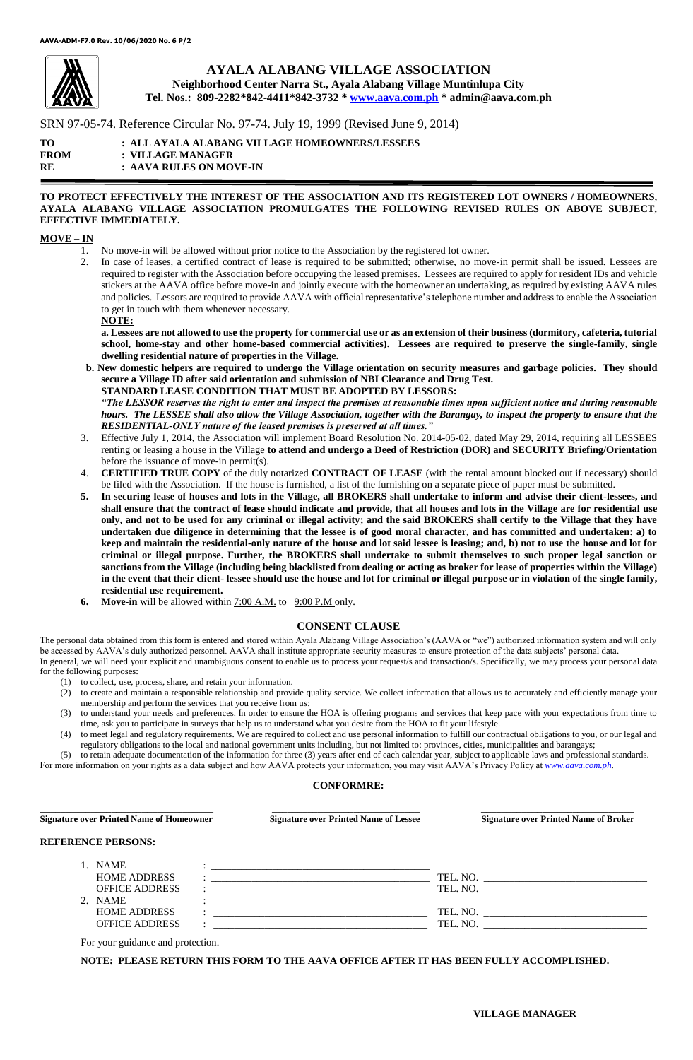AAVA-ADM-F7.0 Rev. 10/06/2020 No. 6 P/2

# AYALA ALABANG VILLAGE ASSOCIATION

**Neighborhood Center Narra St., Ayala Alabang Village Muntinlupa City**
**Tel. Nos.: 809-2282*842-4411*842-3732 * www.aava.com.ph * admin@aava.com.ph**

SRN 97-05-74. Reference Circular No. 97-74. July 19, 1999 (Revised June 9, 2014)

**TO** : **ALL AYALA ALABANG VILLAGE HOMEOWNERS/LESSEES**
**FROM** : **VILLAGE MANAGER**
**RE** : **AAVA RULES ON MOVE-IN**

**TO PROTECT EFFECTIVELY THE INTEREST OF THE ASSOCIATION AND ITS REGISTERED LOT OWNERS / HOMEOWNERS, AYALA ALABANG VILLAGE ASSOCIATION PROMULGATES THE FOLLOWING REVISED RULES ON ABOVE SUBJECT, EFFECTIVE IMMEDIATELY.**

## MOVE – IN

1. No move-in will be allowed without prior notice to the Association by the registered lot owner.
2. In case of leases, a certified contract of lease is required to be submitted; otherwise, no move-in permit shall be issued. Lessees are required to register with the Association before occupying the leased premises. Lessees are required to apply for resident IDs and vehicle stickers at the AAVA office before move-in and jointly execute with the homeowner an undertaking, as required by existing AAVA rules and policies. Lessors are required to provide AAVA with official representative's telephone number and address to enable the Association to get in touch with them whenever necessary.

   **NOTE:**

   **a. Lessees are not allowed to use the property for commercial use or as an extension of their business (dormitory, cafeteria, tutorial school, home-stay and other home-based commercial activities). Lessees are required to preserve the single-family, single dwelling residential nature of properties in the Village.**

   **b. New domestic helpers are required to undergo the Village orientation on security measures and garbage policies. They should secure a Village ID after said orientation and submission of NBI Clearance and Drug Test.**

   **STANDARD LEASE CONDITION THAT MUST BE ADOPTED BY LESSORS:**

   ***"The LESSOR reserves the right to enter and inspect the premises at reasonable times upon sufficient notice and during reasonable hours. The LESSEE shall also allow the Village Association, together with the Barangay, to inspect the property to ensure that the RESIDENTIAL-ONLY nature of the leased premises is preserved at all times."***

3. Effective July 1, 2014, the Association will implement Board Resolution No. 2014-05-02, dated May 29, 2014, requiring all LESSEES renting or leasing a house in the Village **to attend and undergo a Deed of Restriction (DOR) and SECURITY Briefing/Orientation** before the issuance of move-in permit(s).
4. **CERTIFIED TRUE COPY** of the duly notarized **CONTRACT OF LEASE** (with the rental amount blocked out if necessary) should be filed with the Association. If the house is furnished, a list of the furnishing on a separate piece of paper must be submitted.
5. **In securing lease of houses and lots in the Village, all BROKERS shall undertake to inform and advise their client-lessees, and shall ensure that the contract of lease should indicate and provide, that all houses and lots in the Village are for residential use only, and not to be used for any criminal or illegal activity; and the said BROKERS shall certify to the Village that they have undertaken due diligence in determining that the lessee is of good moral character, and has committed and undertaken: a) to keep and maintain the residential-only nature of the house and lot said lessee is leasing; and, b) not to use the house and lot for criminal or illegal purpose. Further, the BROKERS shall undertake to submit themselves to such proper legal sanction or sanctions from the Village (including being blacklisted from dealing or acting as broker for lease of properties within the Village) in the event that their client- lessee should use the house and lot for criminal or illegal purpose or in violation of the single family, residential use requirement.**
6. **Move-in** will be allowed within 7:00 A.M. to 9:00 P.M only.

## CONSENT CLAUSE

The personal data obtained from this form is entered and stored within Ayala Alabang Village Association's (AAVA or "we") authorized information system and will only be accessed by AAVA's duly authorized personnel. AAVA shall institute appropriate security measures to ensure protection of the data subjects' personal data.
In general, we will need your explicit and unambiguous consent to enable us to process your request/s and transaction/s. Specifically, we may process your personal data for the following purposes:

(1) to collect, use, process, share, and retain your information.
(2) to create and maintain a responsible relationship and provide quality service. We collect information that allows us to accurately and efficiently manage your membership and perform the services that you receive from us;
(3) to understand your needs and preferences. In order to ensure the HOA is offering programs and services that keep pace with your expectations from time to time, ask you to participate in surveys that help us to understand what you desire from the HOA to fit your lifestyle.
(4) to meet legal and regulatory requirements. We are required to collect and use personal information to fulfill our contractual obligations to you, or our legal and regulatory obligations to the local and national government units including, but not limited to: provinces, cities, municipalities and barangays;
(5) to retain adequate documentation of the information for three (3) years after end of each calendar year, subject to applicable laws and professional standards.

For more information on your rights as a data subject and how AAVA protects your information, you may visit AAVA's Privacy Policy at *www.aava.com.ph*.

**CONFORMRE:**

| | | |
|---|---|---|
| ______________________________ | ______________________________ | ______________________________ |
| **Signature over Printed Name of Homeowner** | **Signature over Printed Name of Lessee** | **Signature over Printed Name of Broker** |

**REFERENCE PERSONS:**

1. NAME : ______________________________
   HOME ADDRESS : ______________________________ TEL. NO. ______________________
   OFFICE ADDRESS : ______________________________ TEL. NO. ______________________
2. NAME : ______________________________
   HOME ADDRESS : ______________________________ TEL. NO. ______________________
   OFFICE ADDRESS : ______________________________ TEL. NO. ______________________

For your guidance and protection.

**NOTE: PLEASE RETURN THIS FORM TO THE AAVA OFFICE AFTER IT HAS BEEN FULLY ACCOMPLISHED.**

**VILLAGE MANAGER**